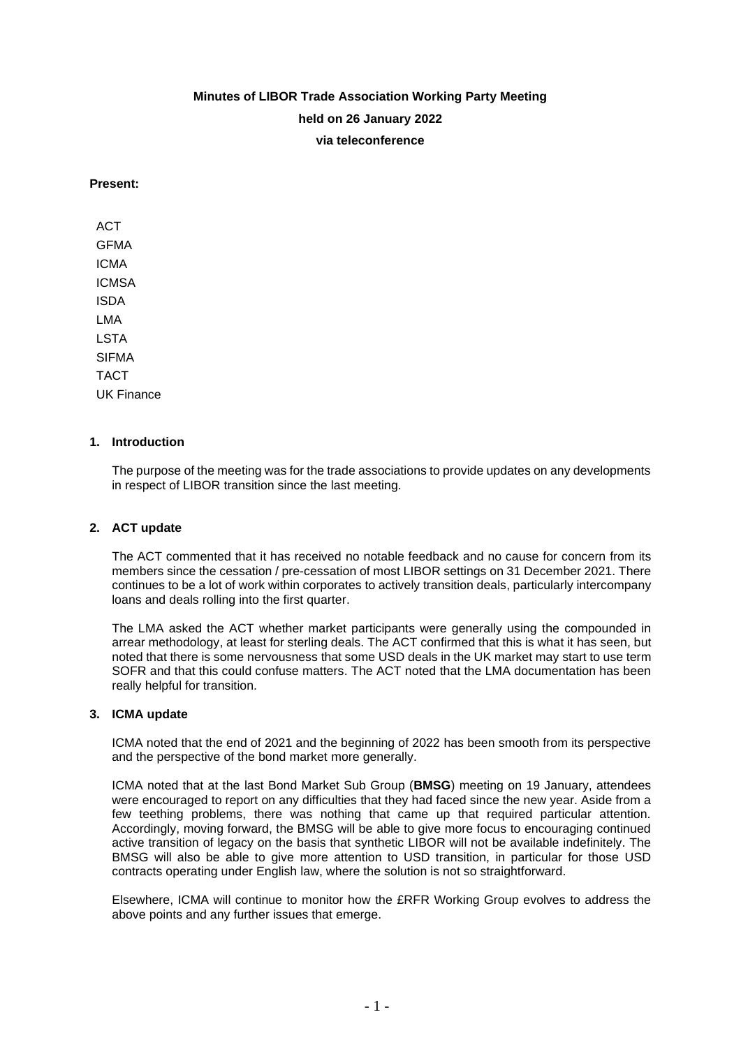**Minutes of LIBOR Trade Association Working Party Meeting**

**held on 26 January 2022**

**via teleconference**

**Present:**

ACT
GFMA
ICMA
ICMSA
ISDA
LMA
LSTA
SIFMA
TACT
UK Finance

## 1. Introduction

The purpose of the meeting was for the trade associations to provide updates on any developments in respect of LIBOR transition since the last meeting.

## 2. ACT update

The ACT commented that it has received no notable feedback and no cause for concern from its members since the cessation / pre-cessation of most LIBOR settings on 31 December 2021. There continues to be a lot of work within corporates to actively transition deals, particularly intercompany loans and deals rolling into the first quarter.

The LMA asked the ACT whether market participants were generally using the compounded in arrear methodology, at least for sterling deals. The ACT confirmed that this is what it has seen, but noted that there is some nervousness that some USD deals in the UK market may start to use term SOFR and that this could confuse matters. The ACT noted that the LMA documentation has been really helpful for transition.

## 3. ICMA update

ICMA noted that the end of 2021 and the beginning of 2022 has been smooth from its perspective and the perspective of the bond market more generally.

ICMA noted that at the last Bond Market Sub Group (**BMSG**) meeting on 19 January, attendees were encouraged to report on any difficulties that they had faced since the new year. Aside from a few teething problems, there was nothing that came up that required particular attention. Accordingly, moving forward, the BMSG will be able to give more focus to encouraging continued active transition of legacy on the basis that synthetic LIBOR will not be available indefinitely. The BMSG will also be able to give more attention to USD transition, in particular for those USD contracts operating under English law, where the solution is not so straightforward.

Elsewhere, ICMA will continue to monitor how the £RFR Working Group evolves to address the above points and any further issues that emerge.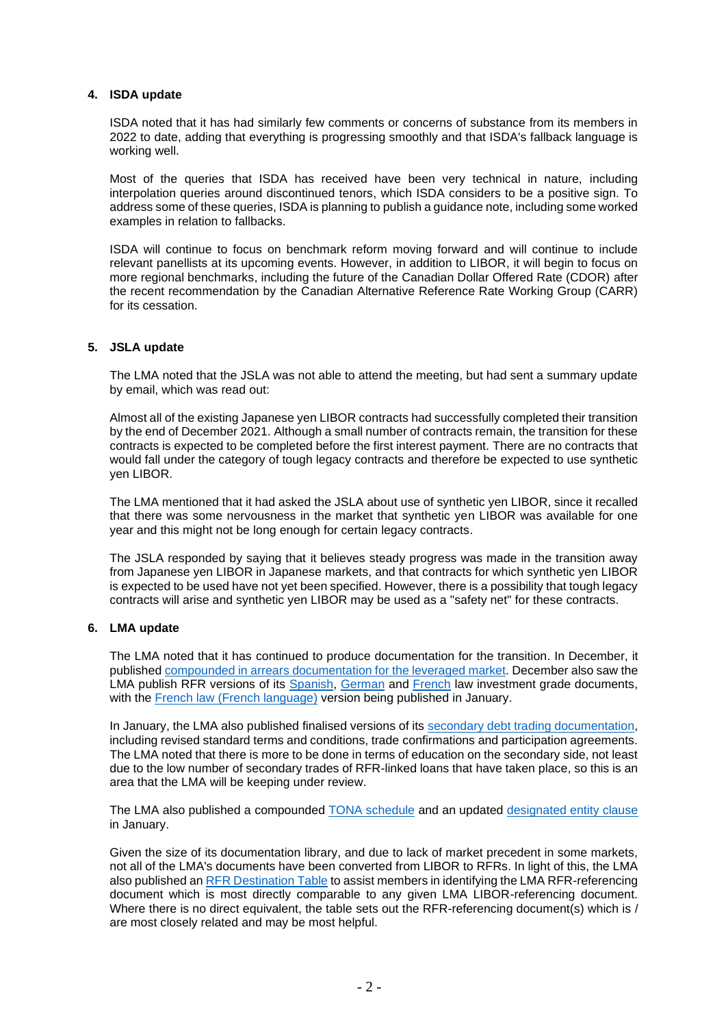## 4. ISDA update

ISDA noted that it has had similarly few comments or concerns of substance from its members in 2022 to date, adding that everything is progressing smoothly and that ISDA's fallback language is working well.

Most of the queries that ISDA has received have been very technical in nature, including interpolation queries around discontinued tenors, which ISDA considers to be a positive sign. To address some of these queries, ISDA is planning to publish a guidance note, including some worked examples in relation to fallbacks.

ISDA will continue to focus on benchmark reform moving forward and will continue to include relevant panellists at its upcoming events. However, in addition to LIBOR, it will begin to focus on more regional benchmarks, including the future of the Canadian Dollar Offered Rate (CDOR) after the recent recommendation by the Canadian Alternative Reference Rate Working Group (CARR) for its cessation.

## 5. JSLA update

The LMA noted that the JSLA was not able to attend the meeting, but had sent a summary update by email, which was read out:

Almost all of the existing Japanese yen LIBOR contracts had successfully completed their transition by the end of December 2021. Although a small number of contracts remain, the transition for these contracts is expected to be completed before the first interest payment. There are no contracts that would fall under the category of tough legacy contracts and therefore be expected to use synthetic yen LIBOR.

The LMA mentioned that it had asked the JSLA about use of synthetic yen LIBOR, since it recalled that there was some nervousness in the market that synthetic yen LIBOR was available for one year and this might not be long enough for certain legacy contracts.

The JSLA responded by saying that it believes steady progress was made in the transition away from Japanese yen LIBOR in Japanese markets, and that contracts for which synthetic yen LIBOR is expected to be used have not yet been specified. However, there is a possibility that tough legacy contracts will arise and synthetic yen LIBOR may be used as a "safety net" for these contracts.

## 6. LMA update

The LMA noted that it has continued to produce documentation for the transition. In December, it published compounded in arrears documentation for the leveraged market. December also saw the LMA publish RFR versions of its Spanish, German and French law investment grade documents, with the French law (French language) version being published in January.

In January, the LMA also published finalised versions of its secondary debt trading documentation, including revised standard terms and conditions, trade confirmations and participation agreements. The LMA noted that there is more to be done in terms of education on the secondary side, not least due to the low number of secondary trades of RFR-linked loans that have taken place, so this is an area that the LMA will be keeping under review.

The LMA also published a compounded TONA schedule and an updated designated entity clause in January.

Given the size of its documentation library, and due to lack of market precedent in some markets, not all of the LMA's documents have been converted from LIBOR to RFRs. In light of this, the LMA also published an RFR Destination Table to assist members in identifying the LMA RFR-referencing document which is most directly comparable to any given LMA LIBOR-referencing document. Where there is no direct equivalent, the table sets out the RFR-referencing document(s) which is / are most closely related and may be most helpful.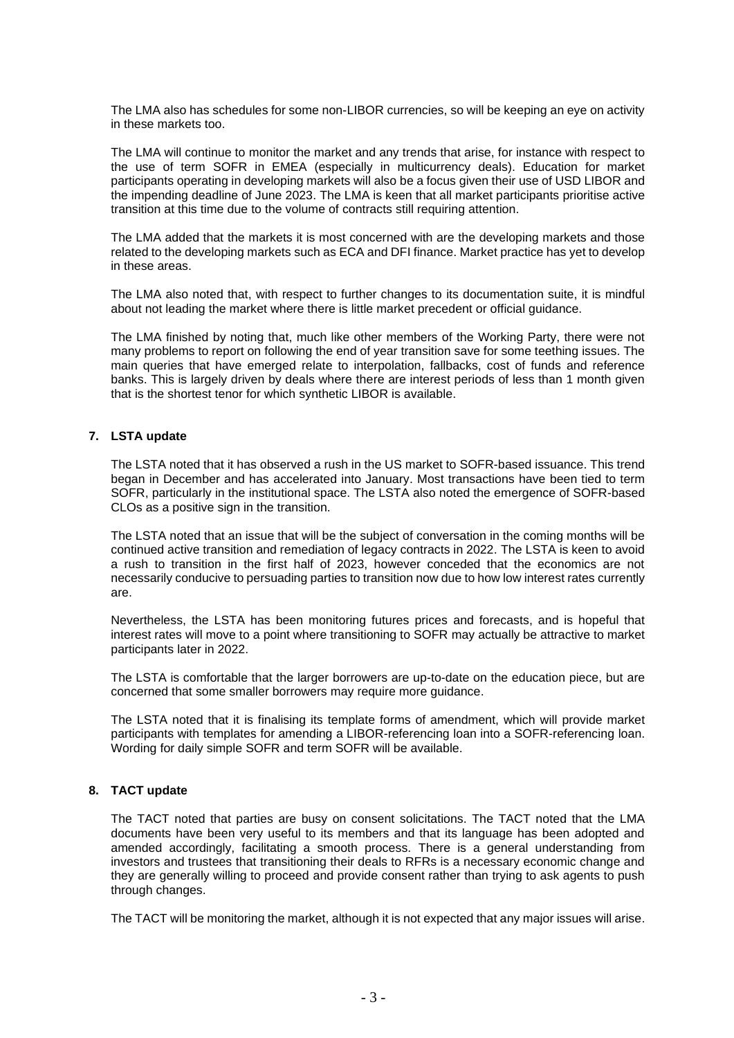The LMA also has schedules for some non-LIBOR currencies, so will be keeping an eye on activity in these markets too.

The LMA will continue to monitor the market and any trends that arise, for instance with respect to the use of term SOFR in EMEA (especially in multicurrency deals). Education for market participants operating in developing markets will also be a focus given their use of USD LIBOR and the impending deadline of June 2023. The LMA is keen that all market participants prioritise active transition at this time due to the volume of contracts still requiring attention.

The LMA added that the markets it is most concerned with are the developing markets and those related to the developing markets such as ECA and DFI finance. Market practice has yet to develop in these areas.

The LMA also noted that, with respect to further changes to its documentation suite, it is mindful about not leading the market where there is little market precedent or official guidance.

The LMA finished by noting that, much like other members of the Working Party, there were not many problems to report on following the end of year transition save for some teething issues. The main queries that have emerged relate to interpolation, fallbacks, cost of funds and reference banks. This is largely driven by deals where there are interest periods of less than 1 month given that is the shortest tenor for which synthetic LIBOR is available.

## 7. LSTA update

The LSTA noted that it has observed a rush in the US market to SOFR-based issuance. This trend began in December and has accelerated into January. Most transactions have been tied to term SOFR, particularly in the institutional space. The LSTA also noted the emergence of SOFR-based CLOs as a positive sign in the transition.

The LSTA noted that an issue that will be the subject of conversation in the coming months will be continued active transition and remediation of legacy contracts in 2022. The LSTA is keen to avoid a rush to transition in the first half of 2023, however conceded that the economics are not necessarily conducive to persuading parties to transition now due to how low interest rates currently are.

Nevertheless, the LSTA has been monitoring futures prices and forecasts, and is hopeful that interest rates will move to a point where transitioning to SOFR may actually be attractive to market participants later in 2022.

The LSTA is comfortable that the larger borrowers are up-to-date on the education piece, but are concerned that some smaller borrowers may require more guidance.

The LSTA noted that it is finalising its template forms of amendment, which will provide market participants with templates for amending a LIBOR-referencing loan into a SOFR-referencing loan. Wording for daily simple SOFR and term SOFR will be available.

## 8. TACT update

The TACT noted that parties are busy on consent solicitations. The TACT noted that the LMA documents have been very useful to its members and that its language has been adopted and amended accordingly, facilitating a smooth process. There is a general understanding from investors and trustees that transitioning their deals to RFRs is a necessary economic change and they are generally willing to proceed and provide consent rather than trying to ask agents to push through changes.

The TACT will be monitoring the market, although it is not expected that any major issues will arise.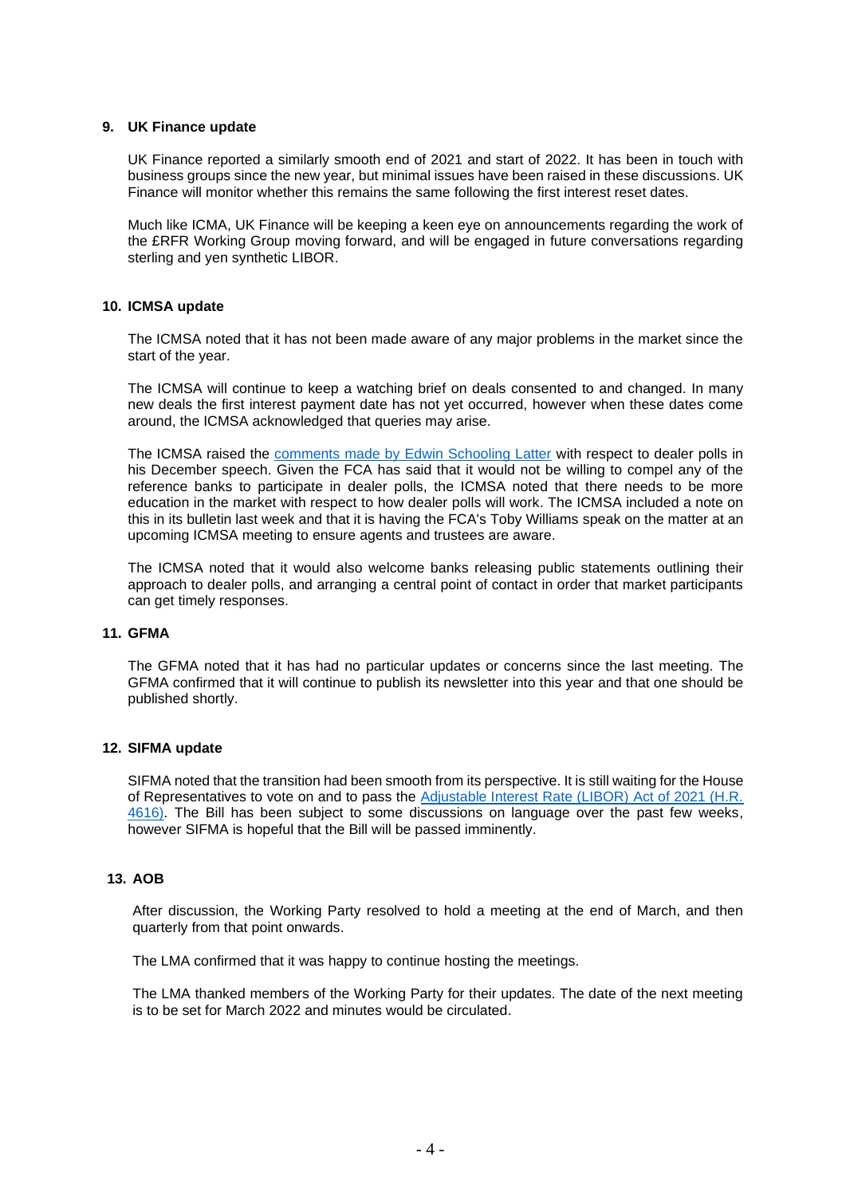## 9. UK Finance update

UK Finance reported a similarly smooth end of 2021 and start of 2022. It has been in touch with business groups since the new year, but minimal issues have been raised in these discussions. UK Finance will monitor whether this remains the same following the first interest reset dates.

Much like ICMA, UK Finance will be keeping a keen eye on announcements regarding the work of the £RFR Working Group moving forward, and will be engaged in future conversations regarding sterling and yen synthetic LIBOR.

## 10. ICMSA update

The ICMSA noted that it has not been made aware of any major problems in the market since the start of the year.

The ICMSA will continue to keep a watching brief on deals consented to and changed. In many new deals the first interest payment date has not yet occurred, however when these dates come around, the ICMSA acknowledged that queries may arise.

The ICMSA raised the [comments made by Edwin Schooling Latter] with respect to dealer polls in his December speech. Given the FCA has said that it would not be willing to compel any of the reference banks to participate in dealer polls, the ICMSA noted that there needs to be more education in the market with respect to how dealer polls will work. The ICMSA included a note on this in its bulletin last week and that it is having the FCA's Toby Williams speak on the matter at an upcoming ICMSA meeting to ensure agents and trustees are aware.

The ICMSA noted that it would also welcome banks releasing public statements outlining their approach to dealer polls, and arranging a central point of contact in order that market participants can get timely responses.

## 11. GFMA

The GFMA noted that it has had no particular updates or concerns since the last meeting. The GFMA confirmed that it will continue to publish its newsletter into this year and that one should be published shortly.

## 12. SIFMA update

SIFMA noted that the transition had been smooth from its perspective. It is still waiting for the House of Representatives to vote on and to pass the [Adjustable Interest Rate (LIBOR) Act of 2021 (H.R. 4616)]. The Bill has been subject to some discussions on language over the past few weeks, however SIFMA is hopeful that the Bill will be passed imminently.

## 13. AOB

After discussion, the Working Party resolved to hold a meeting at the end of March, and then quarterly from that point onwards.

The LMA confirmed that it was happy to continue hosting the meetings.

The LMA thanked members of the Working Party for their updates. The date of the next meeting is to be set for March 2022 and minutes would be circulated.